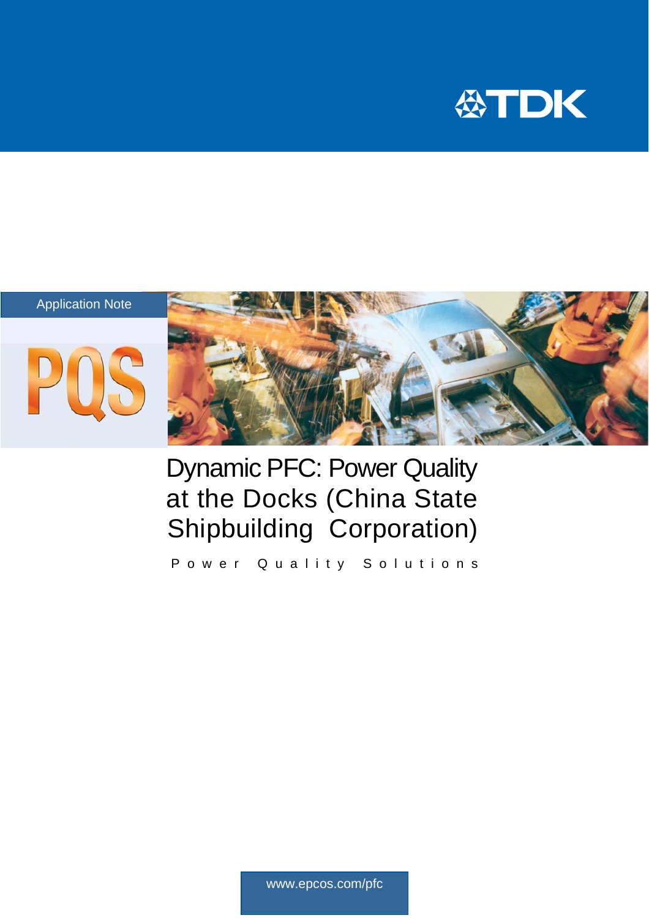TDK

Application Note

PQS

# Dynamic PFC: Power Quality at the Docks (China State Shipbuilding Corporation)

Power Quality Solutions

www.epcos.com/pfc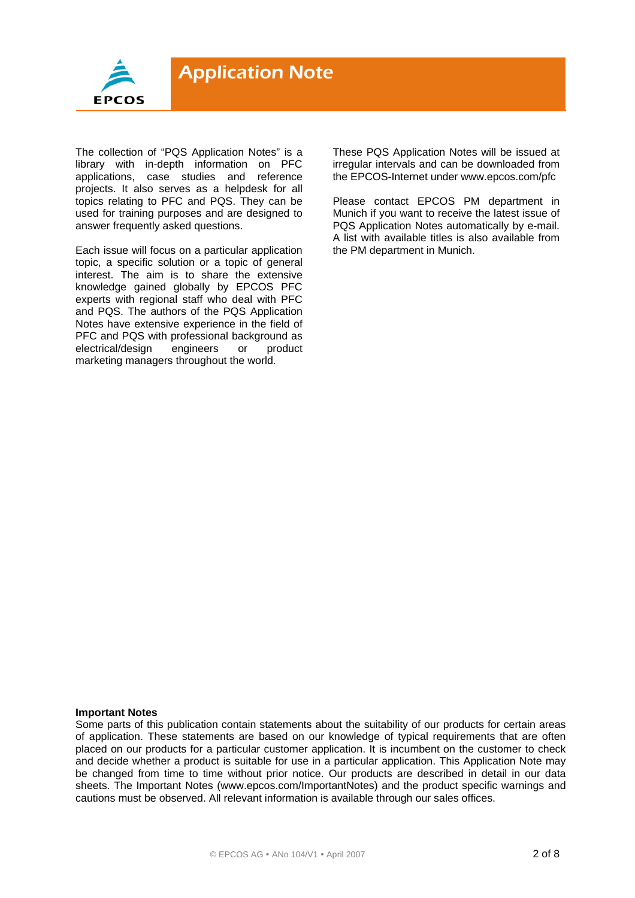The collection of "PQS Application Notes" is a library with in-depth information on PFC applications, case studies and reference projects. It also serves as a helpdesk for all topics relating to PFC and PQS. They can be used for training purposes and are designed to answer frequently asked questions.

Each issue will focus on a particular application topic, a specific solution or a topic of general interest. The aim is to share the extensive knowledge gained globally by EPCOS PFC experts with regional staff who deal with PFC and PQS. The authors of the PQS Application Notes have extensive experience in the field of PFC and PQS with professional background as electrical/design engineers or product marketing managers throughout the world.

These PQS Application Notes will be issued at irregular intervals and can be downloaded from the EPCOS-Internet under www.epcos.com/pfc

Please contact EPCOS PM department in Munich if you want to receive the latest issue of PQS Application Notes automatically by e-mail. A list with available titles is also available from the PM department in Munich.

**Important Notes**

Some parts of this publication contain statements about the suitability of our products for certain areas of application. These statements are based on our knowledge of typical requirements that are often placed on our products for a particular customer application. It is incumbent on the customer to check and decide whether a product is suitable for use in a particular application. This Application Note may be changed from time to time without prior notice. Our products are described in detail in our data sheets. The Important Notes (www.epcos.com/ImportantNotes) and the product specific warnings and cautions must be observed. All relevant information is available through our sales offices.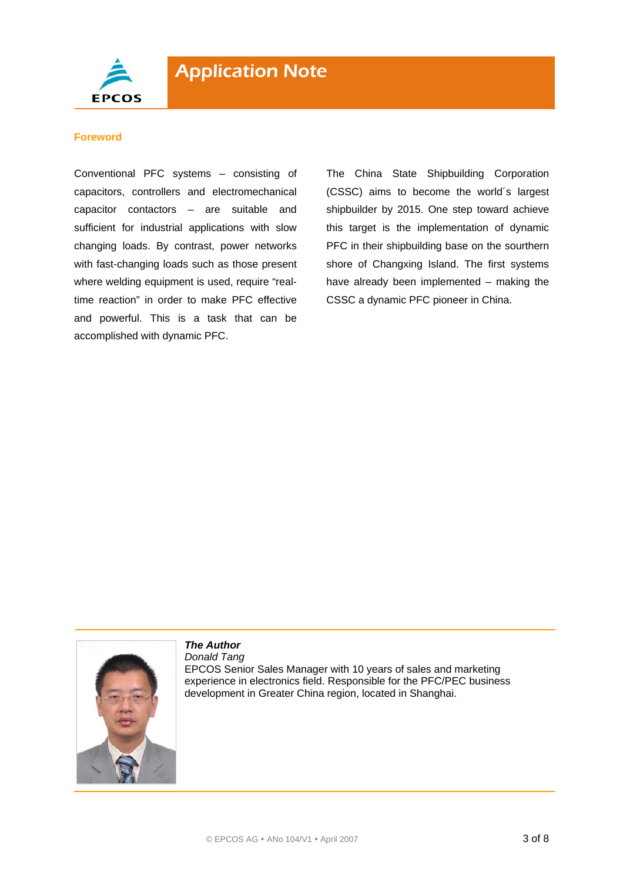## Foreword

Conventional PFC systems – consisting of capacitors, controllers and electromechanical capacitor contactors – are suitable and sufficient for industrial applications with slow changing loads. By contrast, power networks with fast-changing loads such as those present where welding equipment is used, require "real-time reaction" in order to make PFC effective and powerful. This is a task that can be accomplished with dynamic PFC.

The China State Shipbuilding Corporation (CSSC) aims to become the world´s largest shipbuilder by 2015. One step toward achieve this target is the implementation of dynamic PFC in their shipbuilding base on the southern shore of Changxing Island. The first systems have already been implemented – making the CSSC a dynamic PFC pioneer in China.

***The Author***
*Donald Tang*
EPCOS Senior Sales Manager with 10 years of sales and marketing experience in electronics field. Responsible for the PFC/PEC business development in Greater China region, located in Shanghai.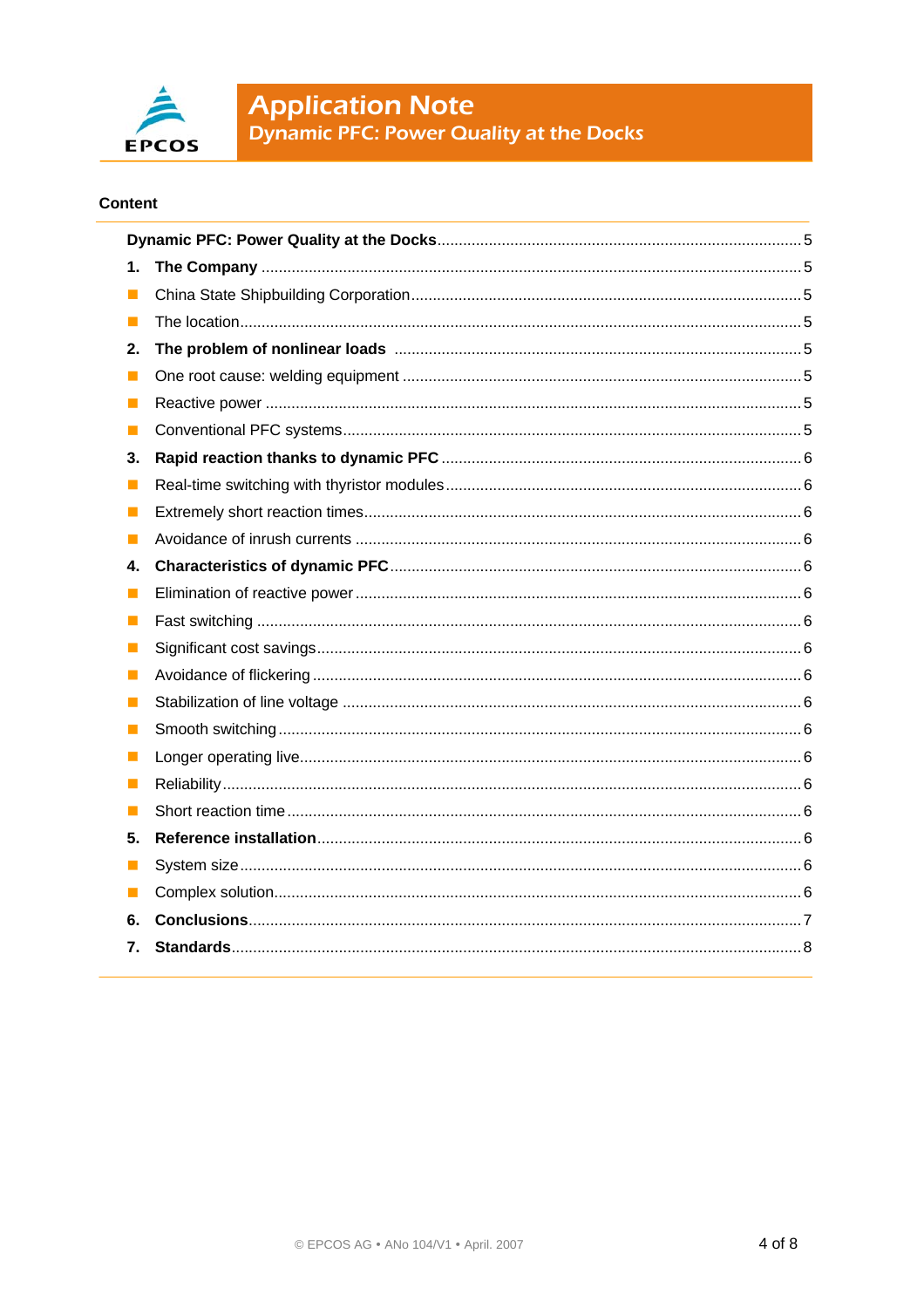## Content

| | | |
|---|---|---|
| **Dynamic PFC: Power Quality at the Docks** | | 5 |
| **1.** | **The Company** | 5 |
| ▪ | China State Shipbuilding Corporation | 5 |
| ▪ | The location | 5 |
| **2.** | **The problem of nonlinear loads** | 5 |
| ▪ | One root cause: welding equipment | 5 |
| ▪ | Reactive power | 5 |
| ▪ | Conventional PFC systems | 5 |
| **3.** | **Rapid reaction thanks to dynamic PFC** | 6 |
| ▪ | Real-time switching with thyristor modules | 6 |
| ▪ | Extremely short reaction times | 6 |
| ▪ | Avoidance of inrush currents | 6 |
| **4.** | **Characteristics of dynamic PFC** | 6 |
| ▪ | Elimination of reactive power | 6 |
| ▪ | Fast switching | 6 |
| ▪ | Significant cost savings | 6 |
| ▪ | Avoidance of flickering | 6 |
| ▪ | Stabilization of line voltage | 6 |
| ▪ | Smooth switching | 6 |
| ▪ | Longer operating live | 6 |
| ▪ | Reliability | 6 |
| ▪ | Short reaction time | 6 |
| **5.** | **Reference installation** | 6 |
| ▪ | System size | 6 |
| ▪ | Complex solution | 6 |
| **6.** | **Conclusions** | 7 |
| **7.** | **Standards** | 8 |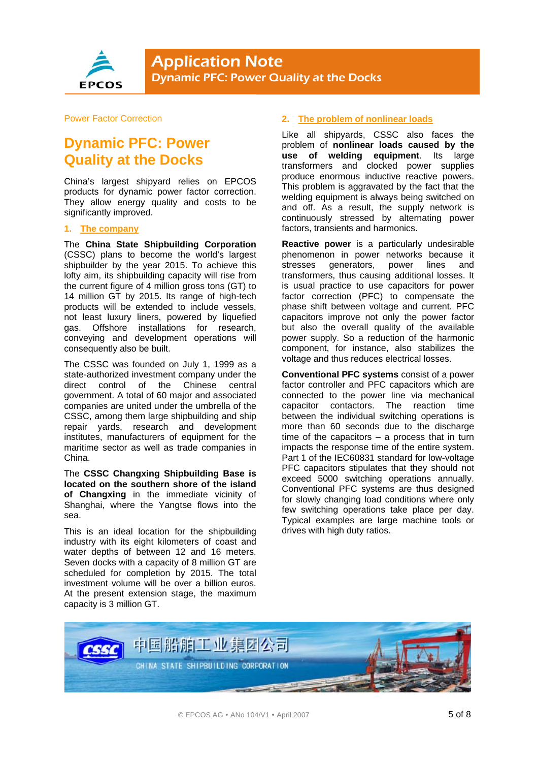Power Factor Correction

# Dynamic PFC: Power Quality at the Docks

China's largest shipyard relies on EPCOS products for dynamic power factor correction. They allow energy quality and costs to be significantly improved.

## 1. The company

The **China State Shipbuilding Corporation** (CSSC) plans to become the world's largest shipbuilder by the year 2015. To achieve this lofty aim, its shipbuilding capacity will rise from the current figure of 4 million gross tons (GT) to 14 million GT by 2015. Its range of high-tech products will be extended to include vessels, not least luxury liners, powered by liquefied gas. Offshore installations for research, conveying and development operations will consequently also be built.

The CSSC was founded on July 1, 1999 as a state-authorized investment company under the direct control of the Chinese central government. A total of 60 major and associated companies are united under the umbrella of the CSSC, among them large shipbuilding and ship repair yards, research and development institutes, manufacturers of equipment for the maritime sector as well as trade companies in China.

The **CSSC Changxing Shipbuilding Base is located on the southern shore of the island of Changxing** in the immediate vicinity of Shanghai, where the Yangtse flows into the sea.

This is an ideal location for the shipbuilding industry with its eight kilometers of coast and water depths of between 12 and 16 meters. Seven docks with a capacity of 8 million GT are scheduled for completion by 2015. The total investment volume will be over a billion euros. At the present extension stage, the maximum capacity is 3 million GT.

## 2. The problem of nonlinear loads

Like all shipyards, CSSC also faces the problem of **nonlinear loads caused by the use of welding equipment**. Its large transformers and clocked power supplies produce enormous inductive reactive powers. This problem is aggravated by the fact that the welding equipment is always being switched on and off. As a result, the supply network is continuously stressed by alternating power factors, transients and harmonics.

**Reactive power** is a particularly undesirable phenomenon in power networks because it stresses generators, power lines and transformers, thus causing additional losses. It is usual practice to use capacitors for power factor correction (PFC) to compensate the phase shift between voltage and current. PFC capacitors improve not only the power factor but also the overall quality of the available power supply. So a reduction of the harmonic component, for instance, also stabilizes the voltage and thus reduces electrical losses.

**Conventional PFC systems** consist of a power factor controller and PFC capacitors which are connected to the power line via mechanical capacitor contactors. The reaction time between the individual switching operations is more than 60 seconds due to the discharge time of the capacitors – a process that in turn impacts the response time of the entire system. Part 1 of the IEC60831 standard for low-voltage PFC capacitors stipulates that they should not exceed 5000 switching operations annually. Conventional PFC systems are thus designed for slowly changing load conditions where only few switching operations take place per day. Typical examples are large machine tools or drives with high duty ratios.

中国船舶工业集团公司
CHINA STATE SHIPBUILDING CORPORATION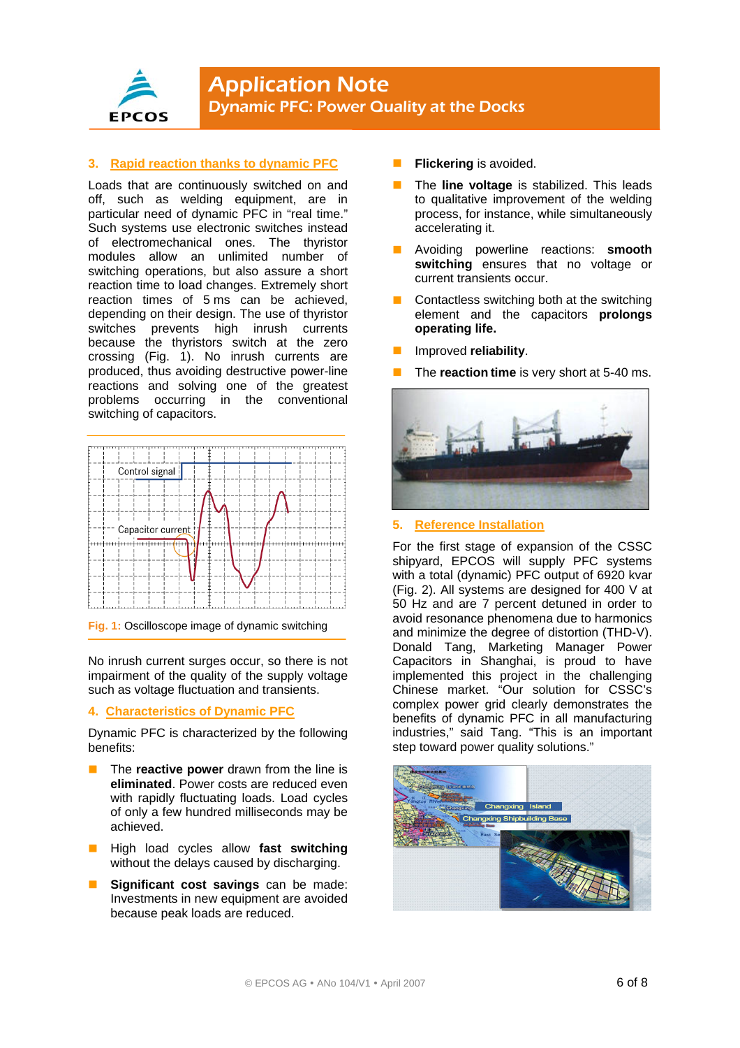## 3. Rapid reaction thanks to dynamic PFC

Loads that are continuously switched on and off, such as welding equipment, are in particular need of dynamic PFC in "real time." Such systems use electronic switches instead of electromechanical ones. The thyristor modules allow an unlimited number of switching operations, but also assure a short reaction time to load changes. Extremely short reaction times of 5 ms can be achieved, depending on their design. The use of thyristor switches prevents high inrush currents because the thyristors switch at the zero crossing (Fig. 1). No inrush currents are produced, thus avoiding destructive power-line reactions and solving one of the greatest problems occurring in the conventional switching of capacitors.

Control signal

Capacitor current

**Fig. 1:** Oscilloscope image of dynamic switching

No inrush current surges occur, so there is not impairment of the quality of the supply voltage such as voltage fluctuation and transients.

## 4. Characteristics of Dynamic PFC

Dynamic PFC is characterized by the following benefits:

- The **reactive power** drawn from the line is **eliminated**. Power costs are reduced even with rapidly fluctuating loads. Load cycles of only a few hundred milliseconds may be achieved.
- High load cycles allow **fast switching** without the delays caused by discharging.
- **Significant cost savings** can be made: Investments in new equipment are avoided because peak loads are reduced.
- **Flickering** is avoided.
- The **line voltage** is stabilized. This leads to qualitative improvement of the welding process, for instance, while simultaneously accelerating it.
- Avoiding powerline reactions: **smooth switching** ensures that no voltage or current transients occur.
- Contactless switching both at the switching element and the capacitors **prolongs operating life.**
- Improved **reliability**.
- The **reaction time** is very short at 5-40 ms.

## 5. Reference Installation

For the first stage of expansion of the CSSC shipyard, EPCOS will supply PFC systems with a total (dynamic) PFC output of 6920 kvar (Fig. 2). All systems are designed for 400 V at 50 Hz and are 7 percent detuned in order to avoid resonance phenomena due to harmonics and minimize the degree of distortion (THD-V). Donald Tang, Marketing Manager Power Capacitors in Shanghai, is proud to have implemented this project in the challenging Chinese market. "Our solution for CSSC's complex power grid clearly demonstrates the benefits of dynamic PFC in all manufacturing industries," said Tang. "This is an important step toward power quality solutions."

Changxing Island

Changxing Shipbuilding Base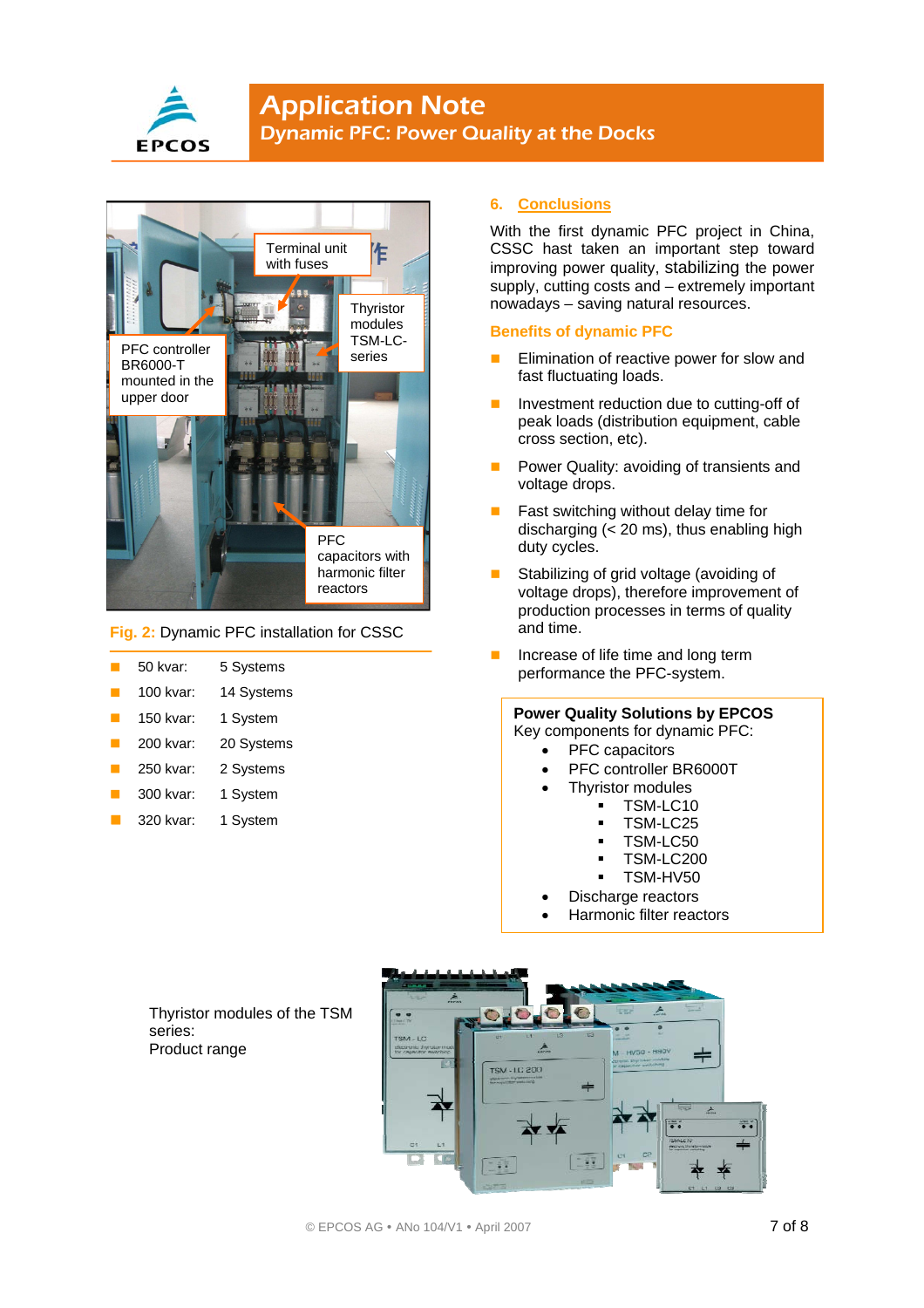Terminal unit with fuses

PFC controller BR6000-T mounted in the upper door

Thyristor modules TSM-LC-series

PFC capacitors with harmonic filter reactors

**Fig. 2:** Dynamic PFC installation for CSSC

- 50 kvar: 5 Systems
- 100 kvar: 14 Systems
- 150 kvar: 1 System
- 200 kvar: 20 Systems
- 250 kvar: 2 Systems
- 300 kvar: 1 System
- 320 kvar: 1 System

## 6. Conclusions

With the first dynamic PFC project in China, CSSC hast taken an important step toward improving power quality, stabilizing the power supply, cutting costs and – extremely important nowadays – saving natural resources.

### Benefits of dynamic PFC

- Elimination of reactive power for slow and fast fluctuating loads.
- Investment reduction due to cutting-off of peak loads (distribution equipment, cable cross section, etc).
- Power Quality: avoiding of transients and voltage drops.
- Fast switching without delay time for discharging (< 20 ms), thus enabling high duty cycles.
- Stabilizing of grid voltage (avoiding of voltage drops), therefore improvement of production processes in terms of quality and time.
- Increase of life time and long term performance the PFC-system.

**Power Quality Solutions by EPCOS**
Key components for dynamic PFC:

- PFC capacitors
- PFC controller BR6000T
- Thyristor modules
  - TSM-LC10
  - TSM-LC25
  - TSM-LC50
  - TSM-LC200
  - TSM-HV50
- Discharge reactors
- Harmonic filter reactors

Thyristor modules of the TSM series:
Product range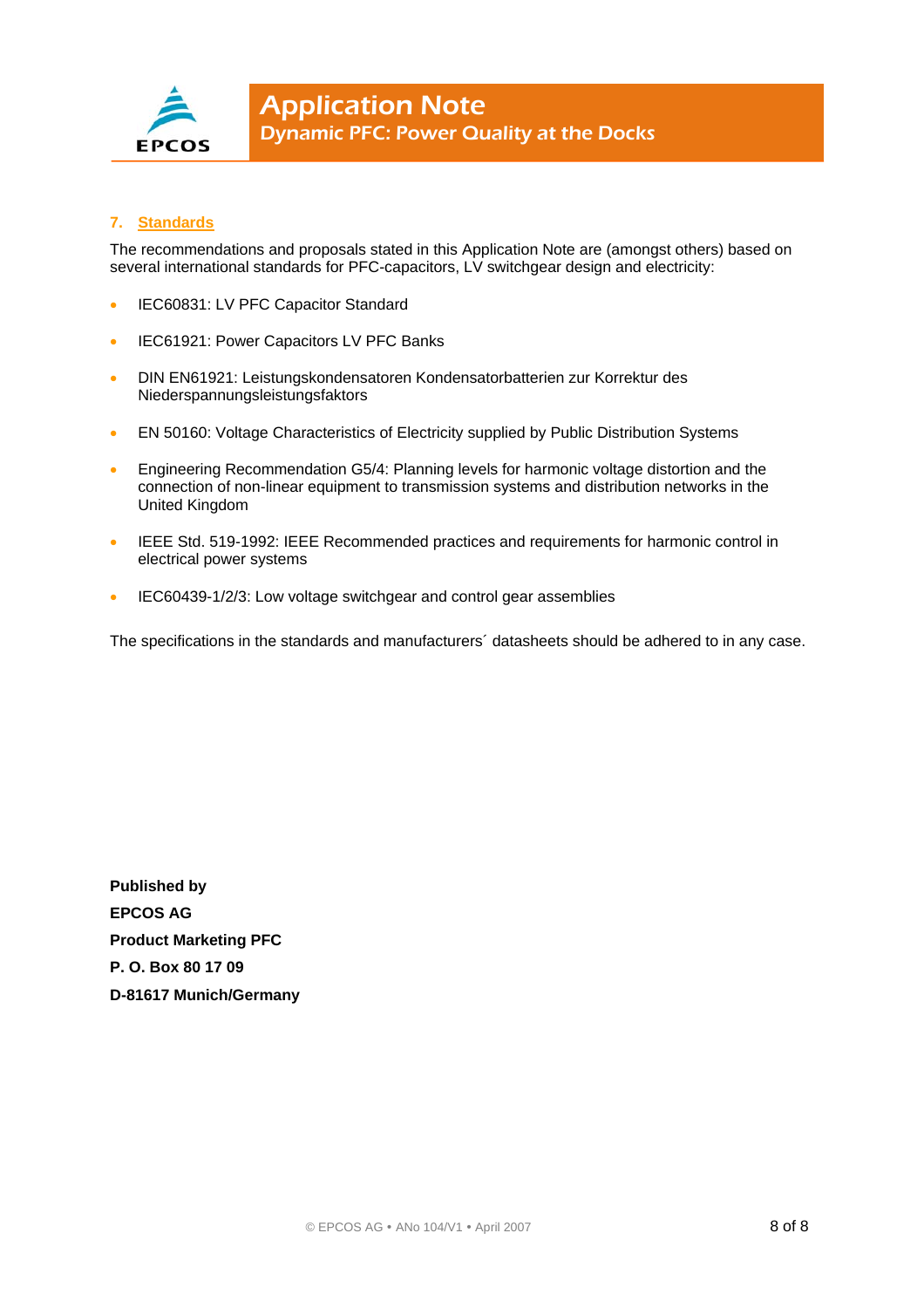## 7. Standards

The recommendations and proposals stated in this Application Note are (amongst others) based on several international standards for PFC-capacitors, LV switchgear design and electricity:

- IEC60831: LV PFC Capacitor Standard
- IEC61921: Power Capacitors LV PFC Banks
- DIN EN61921: Leistungskondensatoren Kondensatorbatterien zur Korrektur des Niederspannungsleistungsfaktors
- EN 50160: Voltage Characteristics of Electricity supplied by Public Distribution Systems
- Engineering Recommendation G5/4: Planning levels for harmonic voltage distortion and the connection of non-linear equipment to transmission systems and distribution networks in the United Kingdom
- IEEE Std. 519-1992: IEEE Recommended practices and requirements for harmonic control in electrical power systems
- IEC60439-1/2/3: Low voltage switchgear and control gear assemblies

The specifications in the standards and manufacturers´ datasheets should be adhered to in any case.

**Published by**

**EPCOS AG**

**Product Marketing PFC**

**P. O. Box 80 17 09**

**D-81617 Munich/Germany**